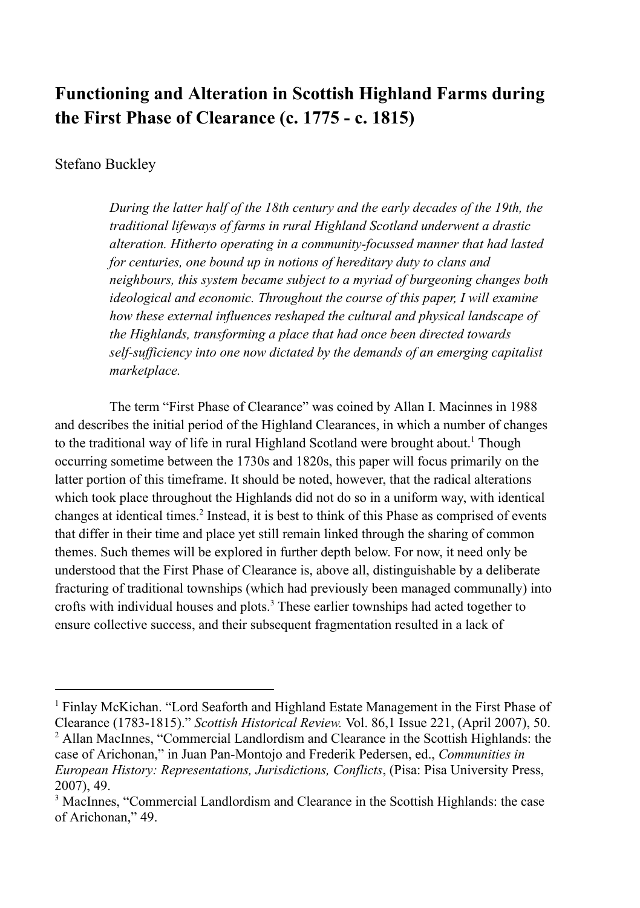# Functioning and Alteration in Scottish Highland Farms during the First Phase of Clearance (c. 1775 - c. 1815)

Stefano Buckley

> *During the latter half of the 18th century and the early decades of the 19th, the traditional lifeways of farms in rural Highland Scotland underwent a drastic alteration. Hitherto operating in a community-focussed manner that had lasted for centuries, one bound up in notions of hereditary duty to clans and neighbours, this system became subject to a myriad of burgeoning changes both ideological and economic. Throughout the course of this paper, I will examine how these external influences reshaped the cultural and physical landscape of the Highlands, transforming a place that had once been directed towards self-sufficiency into one now dictated by the demands of an emerging capitalist marketplace.*

The term "First Phase of Clearance" was coined by Allan I. Macinnes in 1988 and describes the initial period of the Highland Clearances, in which a number of changes to the traditional way of life in rural Highland Scotland were brought about.[1] Though occurring sometime between the 1730s and 1820s, this paper will focus primarily on the latter portion of this timeframe. It should be noted, however, that the radical alterations which took place throughout the Highlands did not do so in a uniform way, with identical changes at identical times.[2] Instead, it is best to think of this Phase as comprised of events that differ in their time and place yet still remain linked through the sharing of common themes. Such themes will be explored in further depth below. For now, it need only be understood that the First Phase of Clearance is, above all, distinguishable by a deliberate fracturing of traditional townships (which had previously been managed communally) into crofts with individual houses and plots.[3] These earlier townships had acted together to ensure collective success, and their subsequent fragmentation resulted in a lack of

---

[1] Finlay McKichan. "Lord Seaforth and Highland Estate Management in the First Phase of Clearance (1783-1815)." *Scottish Historical Review.* Vol. 86,1 Issue 221, (April 2007), 50.

[2] Allan MacInnes, "Commercial Landlordism and Clearance in the Scottish Highlands: the case of Arichonan," in Juan Pan-Montojo and Frederik Pedersen, ed., *Communities in European History: Representations, Jurisdictions, Conflicts*, (Pisa: Pisa University Press, 2007), 49.

[3] MacInnes, "Commercial Landlordism and Clearance in the Scottish Highlands: the case of Arichonan," 49.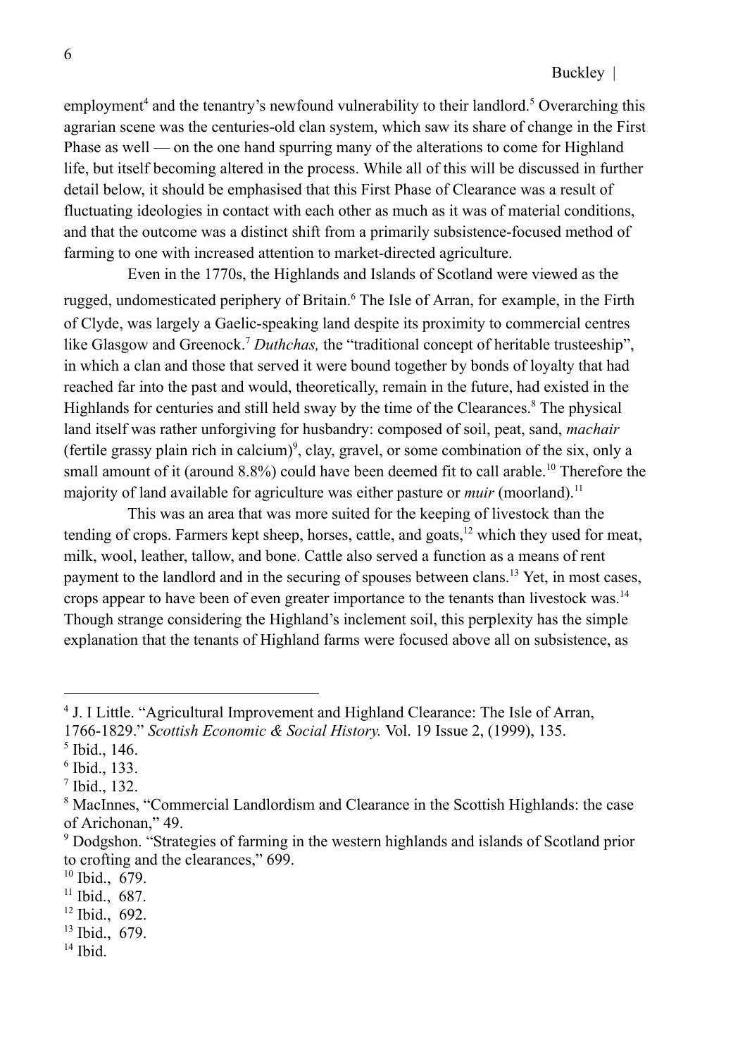employment[4] and the tenantry's newfound vulnerability to their landlord.[5] Overarching this agrarian scene was the centuries-old clan system, which saw its share of change in the First Phase as well — on the one hand spurring many of the alterations to come for Highland life, but itself becoming altered in the process. While all of this will be discussed in further detail below, it should be emphasised that this First Phase of Clearance was a result of fluctuating ideologies in contact with each other as much as it was of material conditions, and that the outcome was a distinct shift from a primarily subsistence-focused method of farming to one with increased attention to market-directed agriculture.

Even in the 1770s, the Highlands and Islands of Scotland were viewed as the rugged, undomesticated periphery of Britain.[6] The Isle of Arran, for example, in the Firth of Clyde, was largely a Gaelic-speaking land despite its proximity to commercial centres like Glasgow and Greenock.[7] *Duthchas,* the "traditional concept of heritable trusteeship", in which a clan and those that served it were bound together by bonds of loyalty that had reached far into the past and would, theoretically, remain in the future, had existed in the Highlands for centuries and still held sway by the time of the Clearances.[8] The physical land itself was rather unforgiving for husbandry: composed of soil, peat, sand, *machair* (fertile grassy plain rich in calcium)[9], clay, gravel, or some combination of the six, only a small amount of it (around 8.8%) could have been deemed fit to call arable.[10] Therefore the majority of land available for agriculture was either pasture or *muir* (moorland).[11]

This was an area that was more suited for the keeping of livestock than the tending of crops. Farmers kept sheep, horses, cattle, and goats,[12] which they used for meat, milk, wool, leather, tallow, and bone. Cattle also served a function as a means of rent payment to the landlord and in the securing of spouses between clans.[13] Yet, in most cases, crops appear to have been of even greater importance to the tenants than livestock was.[14] Though strange considering the Highland's inclement soil, this perplexity has the simple explanation that the tenants of Highland farms were focused above all on subsistence, as

---

[4] J. I Little. "Agricultural Improvement and Highland Clearance: The Isle of Arran, 1766-1829." *Scottish Economic & Social History.* Vol. 19 Issue 2, (1999), 135.

[5] Ibid., 146.

[6] Ibid., 133.

[7] Ibid., 132.

[8] MacInnes, "Commercial Landlordism and Clearance in the Scottish Highlands: the case of Arichonan," 49.

[9] Dodgshon. "Strategies of farming in the western highlands and islands of Scotland prior to crofting and the clearances," 699.

[10] Ibid., 679.

[11] Ibid., 687.

[12] Ibid., 692.

[13] Ibid., 679.

[14] Ibid.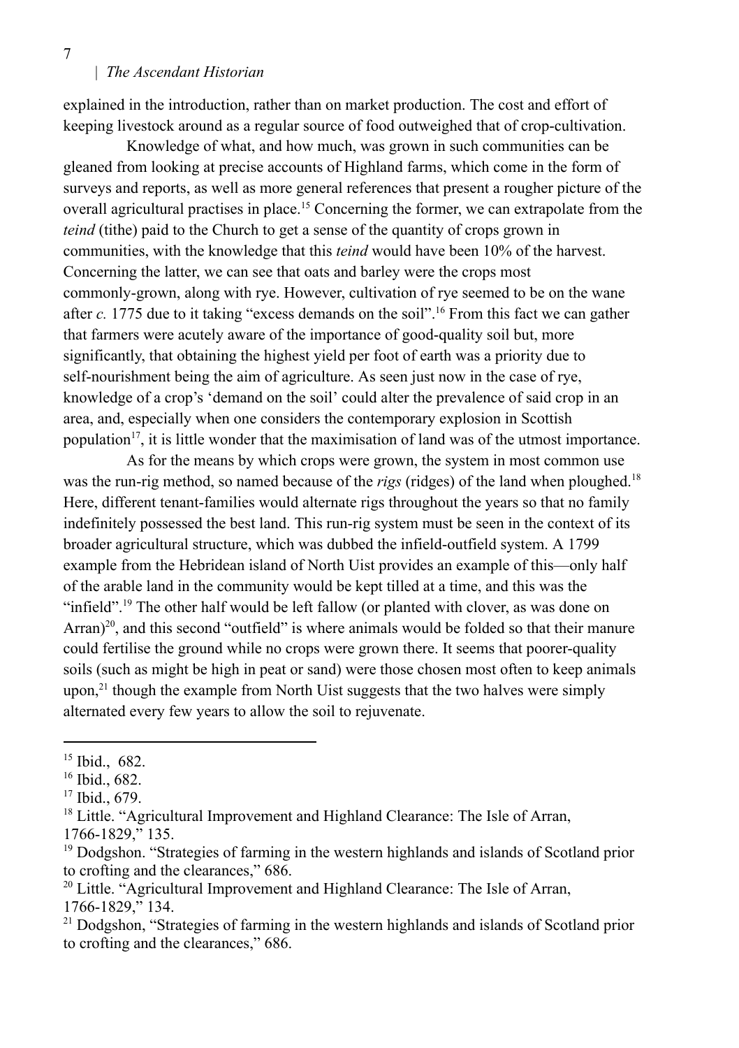explained in the introduction, rather than on market production. The cost and effort of keeping livestock around as a regular source of food outweighed that of crop-cultivation.

Knowledge of what, and how much, was grown in such communities can be gleaned from looking at precise accounts of Highland farms, which come in the form of surveys and reports, as well as more general references that present a rougher picture of the overall agricultural practises in place.[15] Concerning the former, we can extrapolate from the *teind* (tithe) paid to the Church to get a sense of the quantity of crops grown in communities, with the knowledge that this *teind* would have been 10% of the harvest. Concerning the latter, we can see that oats and barley were the crops most commonly-grown, along with rye. However, cultivation of rye seemed to be on the wane after *c.* 1775 due to it taking "excess demands on the soil".[16] From this fact we can gather that farmers were acutely aware of the importance of good-quality soil but, more significantly, that obtaining the highest yield per foot of earth was a priority due to self-nourishment being the aim of agriculture. As seen just now in the case of rye, knowledge of a crop's 'demand on the soil' could alter the prevalence of said crop in an area, and, especially when one considers the contemporary explosion in Scottish population[17], it is little wonder that the maximisation of land was of the utmost importance.

As for the means by which crops were grown, the system in most common use was the run-rig method, so named because of the *rigs* (ridges) of the land when ploughed.[18] Here, different tenant-families would alternate rigs throughout the years so that no family indefinitely possessed the best land. This run-rig system must be seen in the context of its broader agricultural structure, which was dubbed the infield-outfield system. A 1799 example from the Hebridean island of North Uist provides an example of this—only half of the arable land in the community would be kept tilled at a time, and this was the "infield".[19] The other half would be left fallow (or planted with clover, as was done on Arran)[20], and this second "outfield" is where animals would be folded so that their manure could fertilise the ground while no crops were grown there. It seems that poorer-quality soils (such as might be high in peat or sand) were those chosen most often to keep animals upon,[21] though the example from North Uist suggests that the two halves were simply alternated every few years to allow the soil to rejuvenate.

---

[15] Ibid., 682.

[16] Ibid., 682.

[17] Ibid., 679.

[18] Little. "Agricultural Improvement and Highland Clearance: The Isle of Arran, 1766-1829," 135.

[19] Dodgshon. "Strategies of farming in the western highlands and islands of Scotland prior to crofting and the clearances," 686.

[20] Little. "Agricultural Improvement and Highland Clearance: The Isle of Arran, 1766-1829," 134.

[21] Dodgshon, "Strategies of farming in the western highlands and islands of Scotland prior to crofting and the clearances," 686.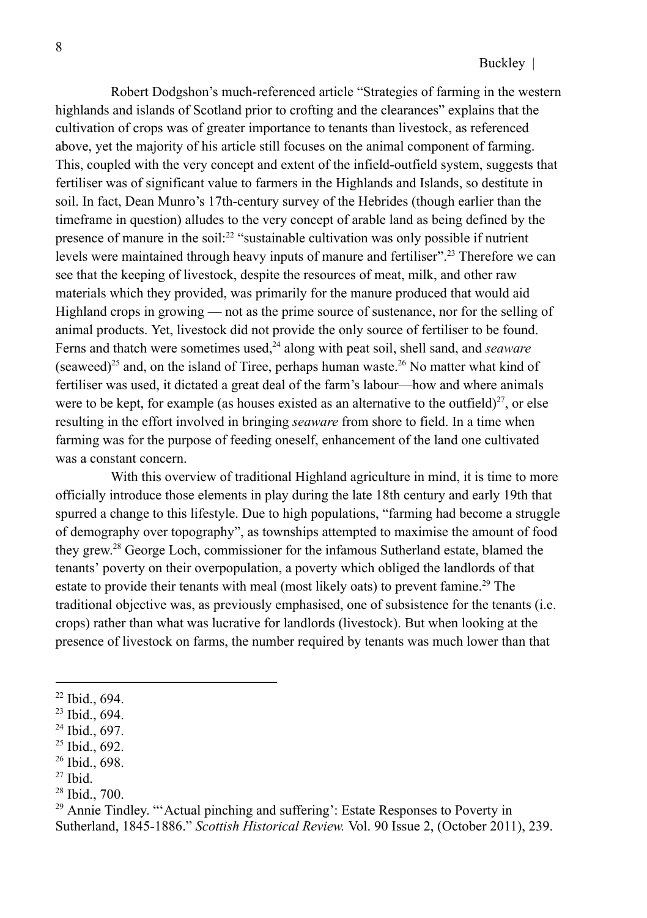Robert Dodgshon's much-referenced article "Strategies of farming in the western highlands and islands of Scotland prior to crofting and the clearances" explains that the cultivation of crops was of greater importance to tenants than livestock, as referenced above, yet the majority of his article still focuses on the animal component of farming. This, coupled with the very concept and extent of the infield-outfield system, suggests that fertiliser was of significant value to farmers in the Highlands and Islands, so destitute in soil. In fact, Dean Munro's 17th-century survey of the Hebrides (though earlier than the timeframe in question) alludes to the very concept of arable land as being defined by the presence of manure in the soil:[22] "sustainable cultivation was only possible if nutrient levels were maintained through heavy inputs of manure and fertiliser".[23] Therefore we can see that the keeping of livestock, despite the resources of meat, milk, and other raw materials which they provided, was primarily for the manure produced that would aid Highland crops in growing — not as the prime source of sustenance, nor for the selling of animal products. Yet, livestock did not provide the only source of fertiliser to be found. Ferns and thatch were sometimes used,[24] along with peat soil, shell sand, and *seaware* (seaweed)[25] and, on the island of Tiree, perhaps human waste.[26] No matter what kind of fertiliser was used, it dictated a great deal of the farm's labour—how and where animals were to be kept, for example (as houses existed as an alternative to the outfield)[27], or else resulting in the effort involved in bringing *seaware* from shore to field. In a time when farming was for the purpose of feeding oneself, enhancement of the land one cultivated was a constant concern.

With this overview of traditional Highland agriculture in mind, it is time to more officially introduce those elements in play during the late 18th century and early 19th that spurred a change to this lifestyle. Due to high populations, "farming had become a struggle of demography over topography", as townships attempted to maximise the amount of food they grew.[28] George Loch, commissioner for the infamous Sutherland estate, blamed the tenants' poverty on their overpopulation, a poverty which obliged the landlords of that estate to provide their tenants with meal (most likely oats) to prevent famine.[29] The traditional objective was, as previously emphasised, one of subsistence for the tenants (i.e. crops) rather than what was lucrative for landlords (livestock). But when looking at the presence of livestock on farms, the number required by tenants was much lower than that

---

[22] Ibid., 694.

[23] Ibid., 694.

[24] Ibid., 697.

[25] Ibid., 692.

[26] Ibid., 698.

[27] Ibid.

[28] Ibid., 700.

[29] Annie Tindley. "'Actual pinching and suffering': Estate Responses to Poverty in Sutherland, 1845-1886." *Scottish Historical Review.* Vol. 90 Issue 2, (October 2011), 239.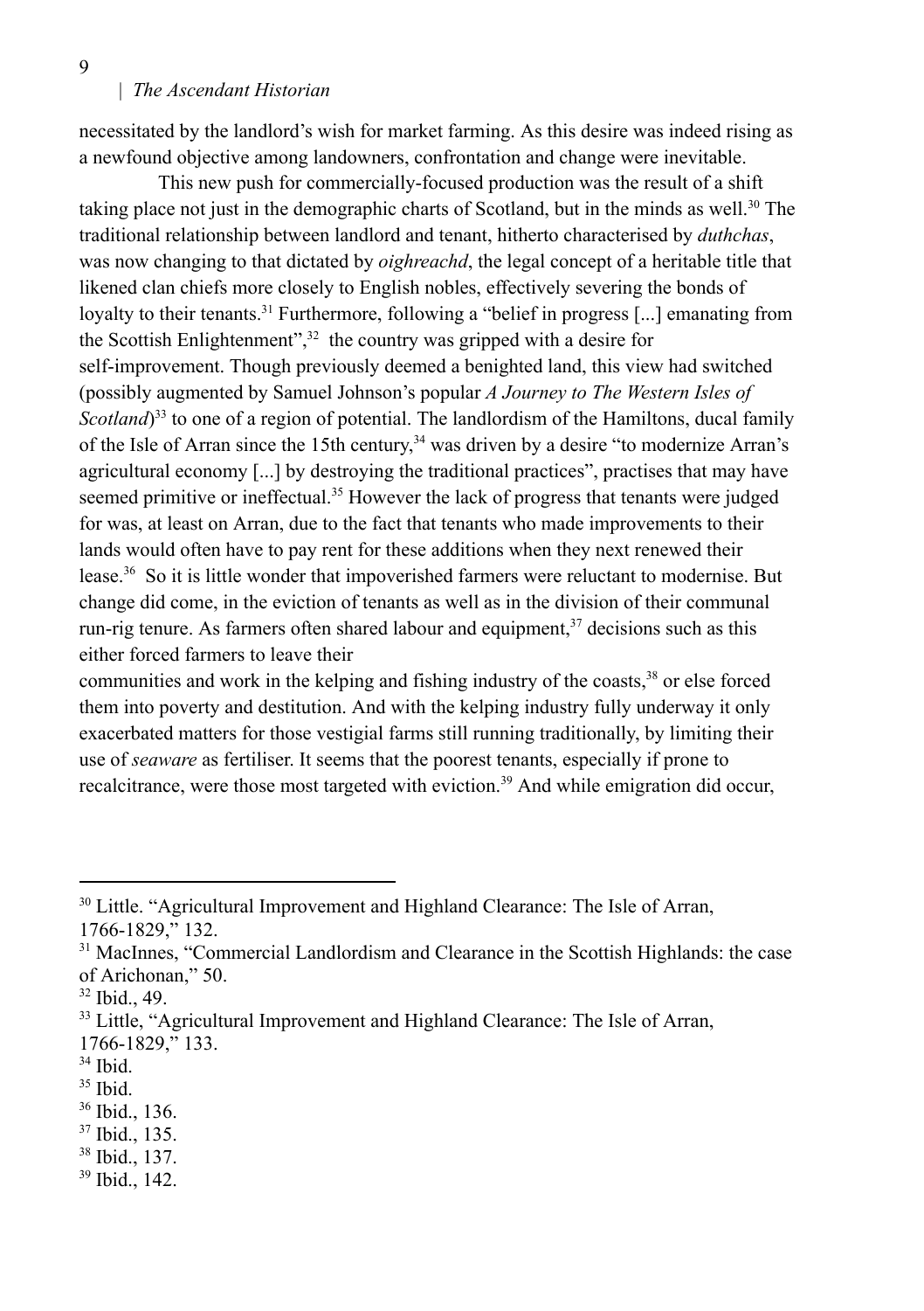necessitated by the landlord's wish for market farming. As this desire was indeed rising as a newfound objective among landowners, confrontation and change were inevitable.

This new push for commercially-focused production was the result of a shift taking place not just in the demographic charts of Scotland, but in the minds as well.[30] The traditional relationship between landlord and tenant, hitherto characterised by *duthchas*, was now changing to that dictated by *oighreachd*, the legal concept of a heritable title that likened clan chiefs more closely to English nobles, effectively severing the bonds of loyalty to their tenants.[31] Furthermore, following a "belief in progress [...] emanating from the Scottish Enlightenment",[32] the country was gripped with a desire for self-improvement. Though previously deemed a benighted land, this view had switched (possibly augmented by Samuel Johnson's popular *A Journey to The Western Isles of Scotland*)[33] to one of a region of potential. The landlordism of the Hamiltons, ducal family of the Isle of Arran since the 15th century,[34] was driven by a desire "to modernize Arran's agricultural economy [...] by destroying the traditional practices", practises that may have seemed primitive or ineffectual.[35] However the lack of progress that tenants were judged for was, at least on Arran, due to the fact that tenants who made improvements to their lands would often have to pay rent for these additions when they next renewed their lease.[36] So it is little wonder that impoverished farmers were reluctant to modernise. But change did come, in the eviction of tenants as well as in the division of their communal run-rig tenure. As farmers often shared labour and equipment,[37] decisions such as this either forced farmers to leave their communities and work in the kelping and fishing industry of the coasts,[38] or else forced them into poverty and destitution. And with the kelping industry fully underway it only exacerbated matters for those vestigial farms still running traditionally, by limiting their use of *seaware* as fertiliser. It seems that the poorest tenants, especially if prone to recalcitrance, were those most targeted with eviction.[39] And while emigration did occur,

---

[30] Little. "Agricultural Improvement and Highland Clearance: The Isle of Arran, 1766-1829," 132.

[31] MacInnes, "Commercial Landlordism and Clearance in the Scottish Highlands: the case of Arichonan," 50.

[32] Ibid., 49.

[33] Little, "Agricultural Improvement and Highland Clearance: The Isle of Arran, 1766-1829," 133.

[34] Ibid.

[35] Ibid.

[36] Ibid., 136.

[37] Ibid., 135.

[38] Ibid., 137.

[39] Ibid., 142.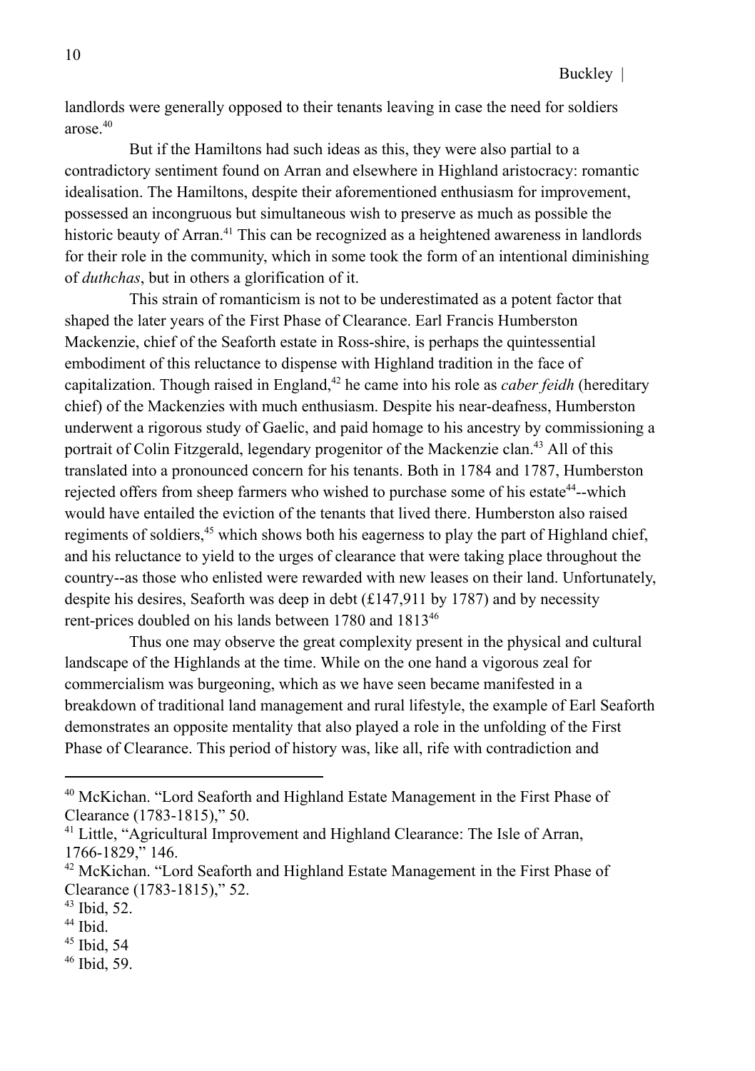landlords were generally opposed to their tenants leaving in case the need for soldiers arose.[40]

But if the Hamiltons had such ideas as this, they were also partial to a contradictory sentiment found on Arran and elsewhere in Highland aristocracy: romantic idealisation. The Hamiltons, despite their aforementioned enthusiasm for improvement, possessed an incongruous but simultaneous wish to preserve as much as possible the historic beauty of Arran.[41] This can be recognized as a heightened awareness in landlords for their role in the community, which in some took the form of an intentional diminishing of *duthchas*, but in others a glorification of it.

This strain of romanticism is not to be underestimated as a potent factor that shaped the later years of the First Phase of Clearance. Earl Francis Humberston Mackenzie, chief of the Seaforth estate in Ross-shire, is perhaps the quintessential embodiment of this reluctance to dispense with Highland tradition in the face of capitalization. Though raised in England,[42] he came into his role as *caber feidh* (hereditary chief) of the Mackenzies with much enthusiasm. Despite his near-deafness, Humberston underwent a rigorous study of Gaelic, and paid homage to his ancestry by commissioning a portrait of Colin Fitzgerald, legendary progenitor of the Mackenzie clan.[43] All of this translated into a pronounced concern for his tenants. Both in 1784 and 1787, Humberston rejected offers from sheep farmers who wished to purchase some of his estate[44]--which would have entailed the eviction of the tenants that lived there. Humberston also raised regiments of soldiers,[45] which shows both his eagerness to play the part of Highland chief, and his reluctance to yield to the urges of clearance that were taking place throughout the country--as those who enlisted were rewarded with new leases on their land. Unfortunately, despite his desires, Seaforth was deep in debt (£147,911 by 1787) and by necessity rent-prices doubled on his lands between 1780 and 1813[46]

Thus one may observe the great complexity present in the physical and cultural landscape of the Highlands at the time. While on the one hand a vigorous zeal for commercialism was burgeoning, which as we have seen became manifested in a breakdown of traditional land management and rural lifestyle, the example of Earl Seaforth demonstrates an opposite mentality that also played a role in the unfolding of the First Phase of Clearance. This period of history was, like all, rife with contradiction and

---

[40] McKichan. "Lord Seaforth and Highland Estate Management in the First Phase of Clearance (1783-1815)," 50.

[41] Little, "Agricultural Improvement and Highland Clearance: The Isle of Arran, 1766-1829," 146.

[42] McKichan. "Lord Seaforth and Highland Estate Management in the First Phase of Clearance (1783-1815)," 52.

[43] Ibid, 52.

[44] Ibid.

[45] Ibid, 54

[46] Ibid, 59.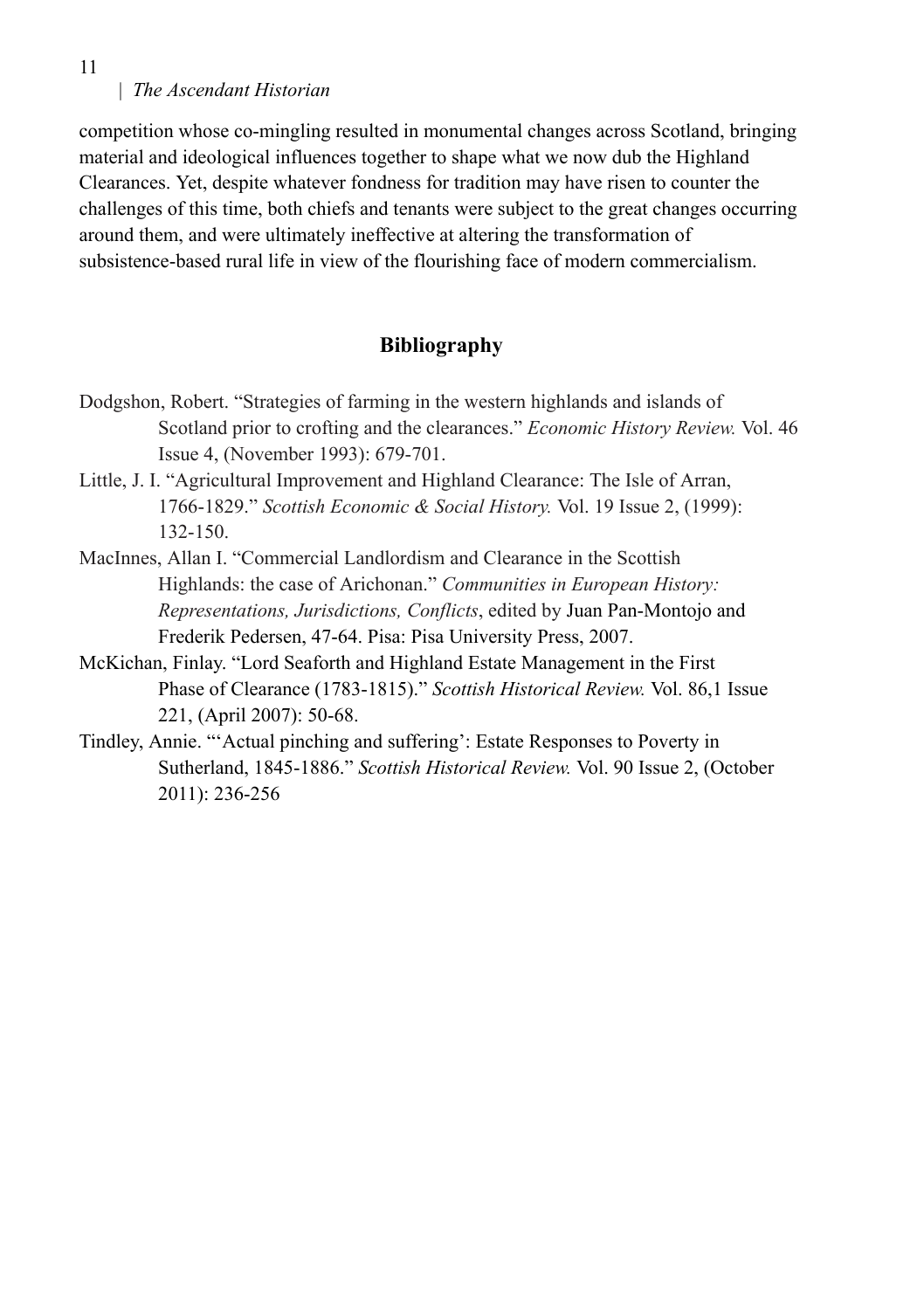competition whose co-mingling resulted in monumental changes across Scotland, bringing material and ideological influences together to shape what we now dub the Highland Clearances. Yet, despite whatever fondness for tradition may have risen to counter the challenges of this time, both chiefs and tenants were subject to the great changes occurring around them, and were ultimately ineffective at altering the transformation of subsistence-based rural life in view of the flourishing face of modern commercialism.

## Bibliography

Dodgshon, Robert. "Strategies of farming in the western highlands and islands of Scotland prior to crofting and the clearances." *Economic History Review.* Vol. 46 Issue 4, (November 1993): 679-701.

Little, J. I. "Agricultural Improvement and Highland Clearance: The Isle of Arran, 1766-1829." *Scottish Economic & Social History.* Vol. 19 Issue 2, (1999): 132-150.

MacInnes, Allan I. "Commercial Landlordism and Clearance in the Scottish Highlands: the case of Arichonan." *Communities in European History: Representations, Jurisdictions, Conflicts*, edited by Juan Pan-Montojo and Frederik Pedersen, 47-64. Pisa: Pisa University Press, 2007.

McKichan, Finlay. "Lord Seaforth and Highland Estate Management in the First Phase of Clearance (1783-1815)." *Scottish Historical Review.* Vol. 86,1 Issue 221, (April 2007): 50-68.

Tindley, Annie. "'Actual pinching and suffering': Estate Responses to Poverty in Sutherland, 1845-1886." *Scottish Historical Review.* Vol. 90 Issue 2, (October 2011): 236-256